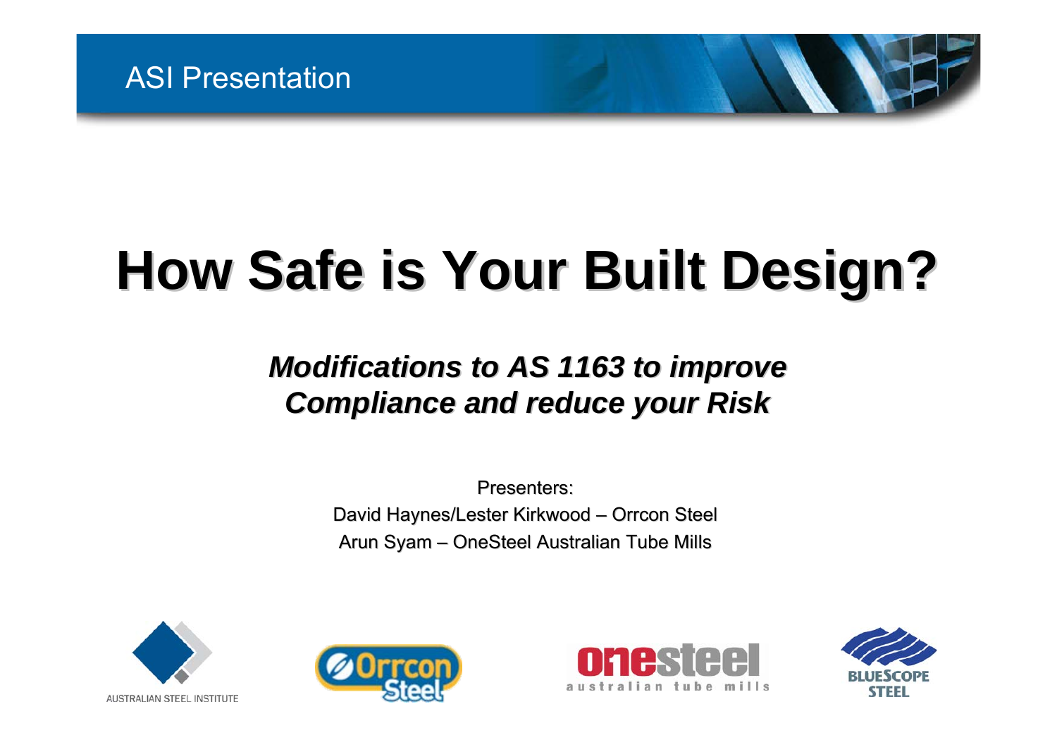ASI Presentation

# How Safe is Your Built Design?

## *Modifications to AS 1163 to improve Compliance and reduce your Risk*

Presenters:

David Haynes/Lester Kirkwood – Orrcon Steel

Arun Syam – OneSteel Australian Tube Mills

AUSTRALIAN STEEL INSTITUTE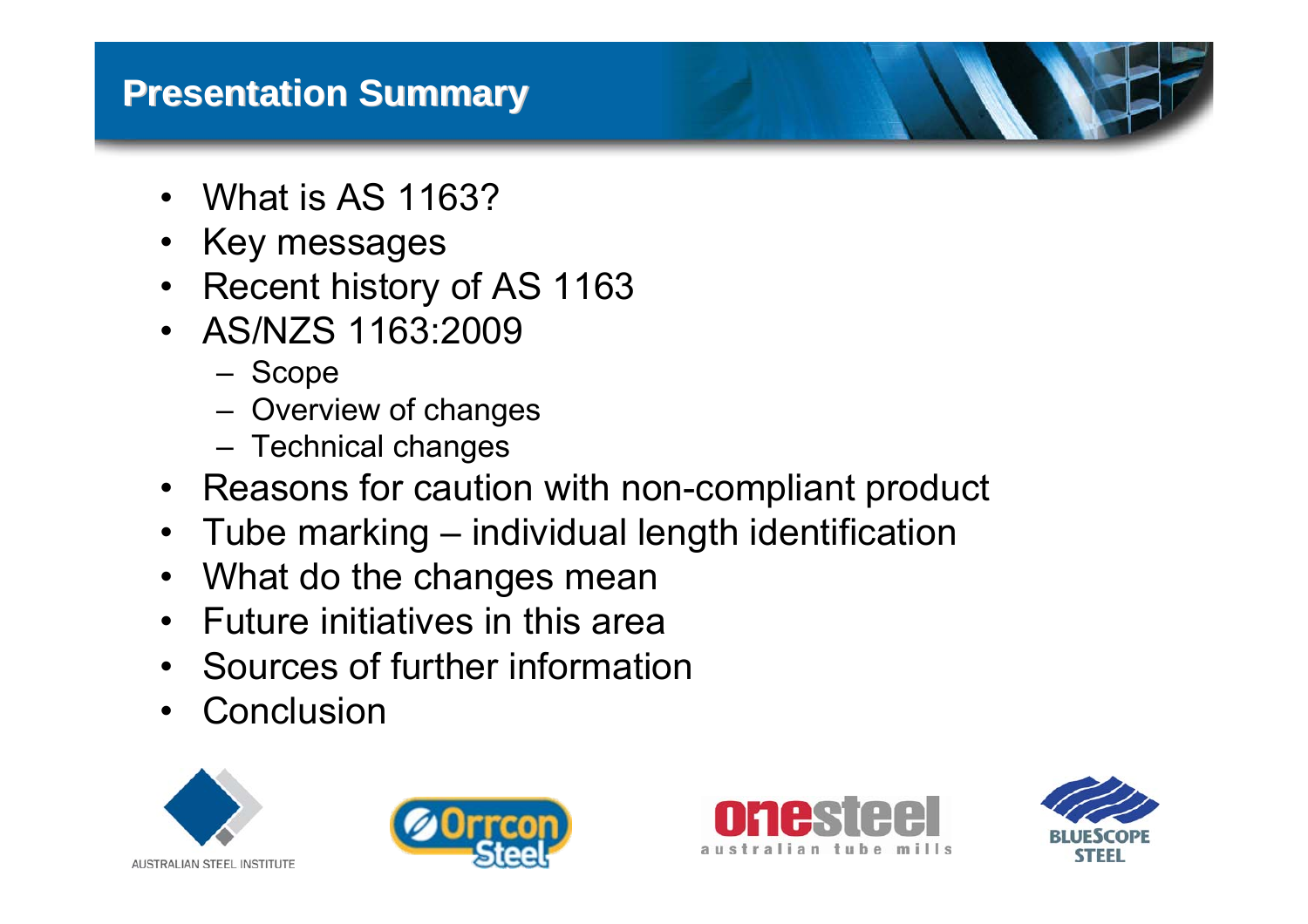# Presentation Summary

- What is AS 1163?
- Key messages
- Recent history of AS 1163
- AS/NZS 1163:2009
  - Scope
  - Overview of changes
  - Technical changes
- Reasons for caution with non-compliant product
- Tube marking – individual length identification
- What do the changes mean
- Future initiatives in this area
- Sources of further information
- Conclusion

AUSTRALIAN STEEL INSTITUTE

Orrcon Steel

onesteel australian tube mills

BLUESCOPE STEEL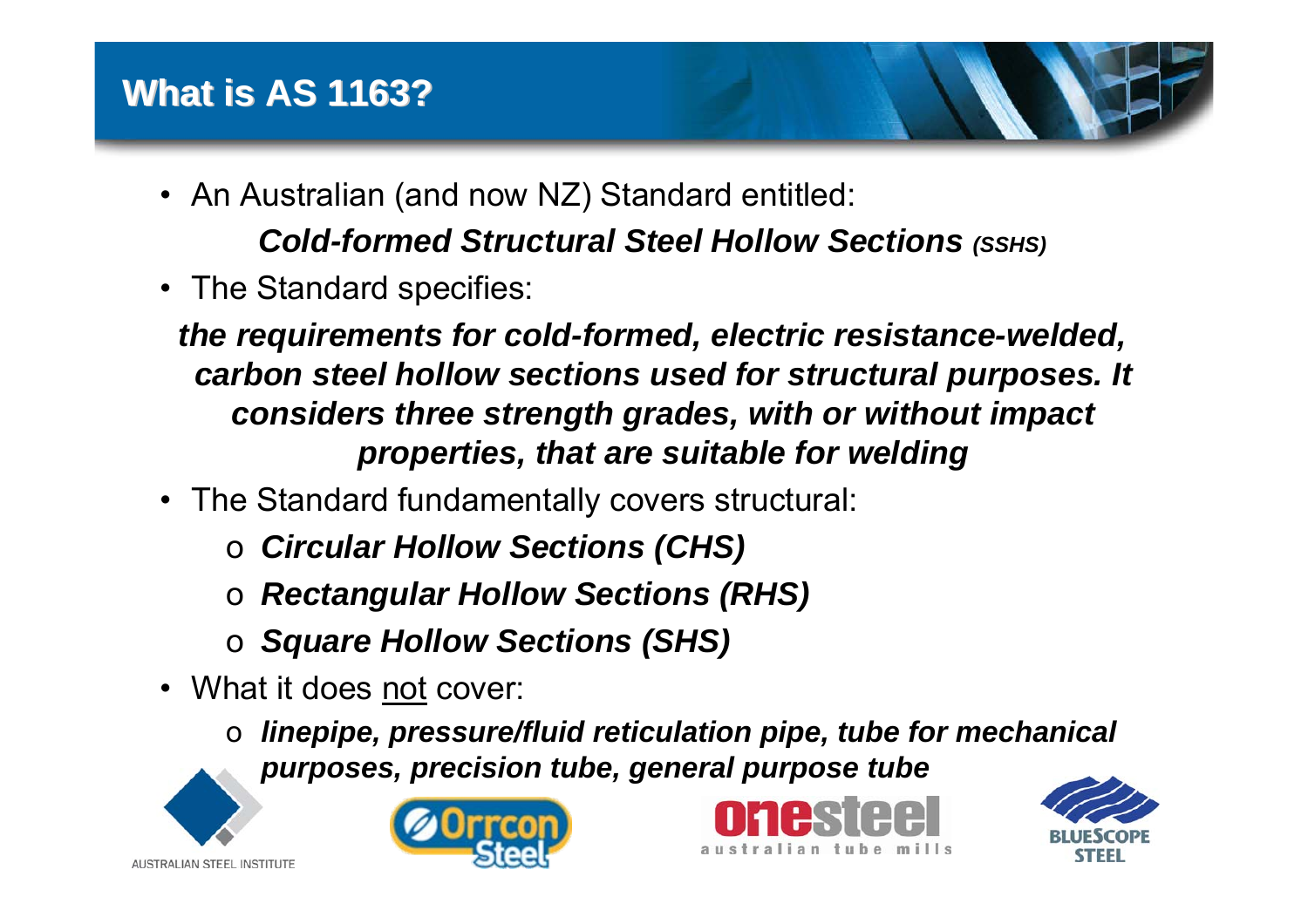# What is AS 1163?

- An Australian (and now NZ) Standard entitled:

  ***Cold-formed Structural Steel Hollow Sections** (SSHS)*

- The Standard specifies:

  ***the requirements for cold-formed, electric resistance-welded, carbon steel hollow sections used for structural purposes. It considers three strength grades, with or without impact properties, that are suitable for welding***

- The Standard fundamentally covers structural:
  - ***Circular Hollow Sections (CHS)***
  - ***Rectangular Hollow Sections (RHS)***
  - ***Square Hollow Sections (SHS)***

- What it does <u>not</u> cover:
  - ***linepipe, pressure/fluid reticulation pipe, tube for mechanical purposes, precision tube, general purpose tube***

AUSTRALIAN STEEL INSTITUTE

Orrcon Steel

onesteel australian tube mills

BLUESCOPE STEEL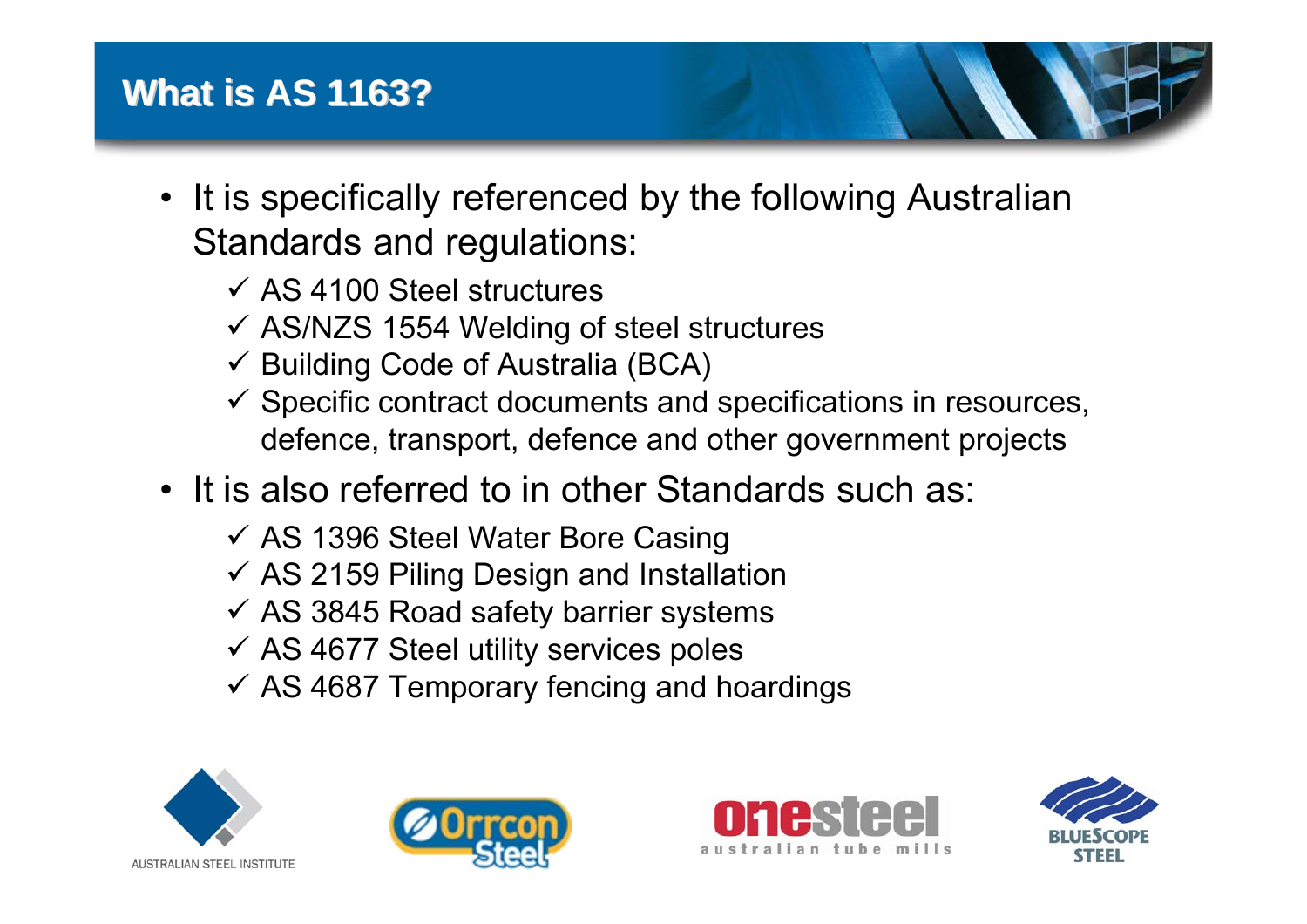# What is AS 1163?

- It is specifically referenced by the following Australian Standards and regulations:
  - ✓ AS 4100 Steel structures
  - ✓ AS/NZS 1554 Welding of steel structures
  - ✓ Building Code of Australia (BCA)
  - ✓ Specific contract documents and specifications in resources, defence, transport, defence and other government projects
- It is also referred to in other Standards such as:
  - ✓ AS 1396 Steel Water Bore Casing
  - ✓ AS 2159 Piling Design and Installation
  - ✓ AS 3845 Road safety barrier systems
  - ✓ AS 4677 Steel utility services poles
  - ✓ AS 4687 Temporary fencing and hoardings

AUSTRALIAN STEEL INSTITUTE | Orrcon Steel | onesteel australian tube mills | BLUESCOPE STEEL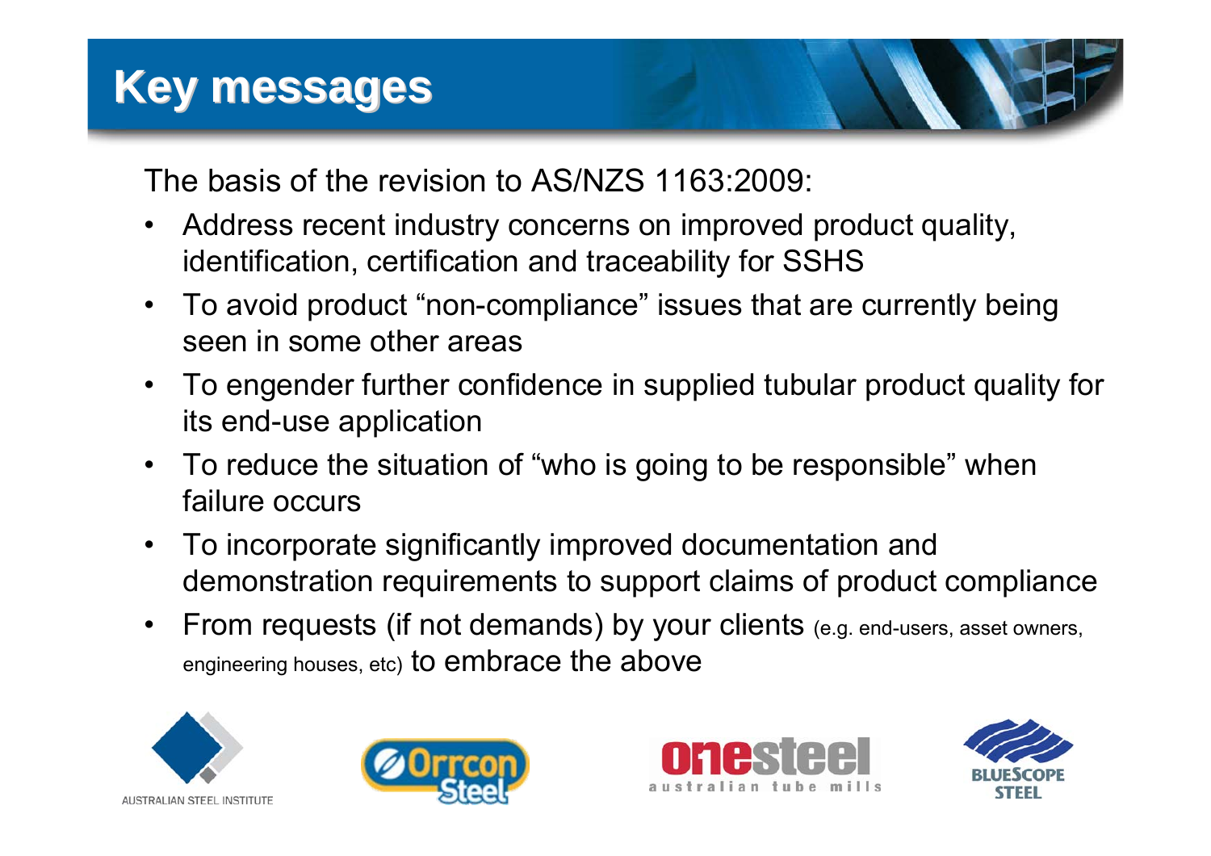# Key messages

The basis of the revision to AS/NZS 1163:2009:

- Address recent industry concerns on improved product quality, identification, certification and traceability for SSHS
- To avoid product "non-compliance" issues that are currently being seen in some other areas
- To engender further confidence in supplied tubular product quality for its end-use application
- To reduce the situation of "who is going to be responsible" when failure occurs
- To incorporate significantly improved documentation and demonstration requirements to support claims of product compliance
- From requests (if not demands) by your clients (e.g. end-users, asset owners, engineering houses, etc) to embrace the above

AUSTRALIAN STEEL INSTITUTE

Orrcon Steel

onesteel australian tube mills

BLUESCOPE STEEL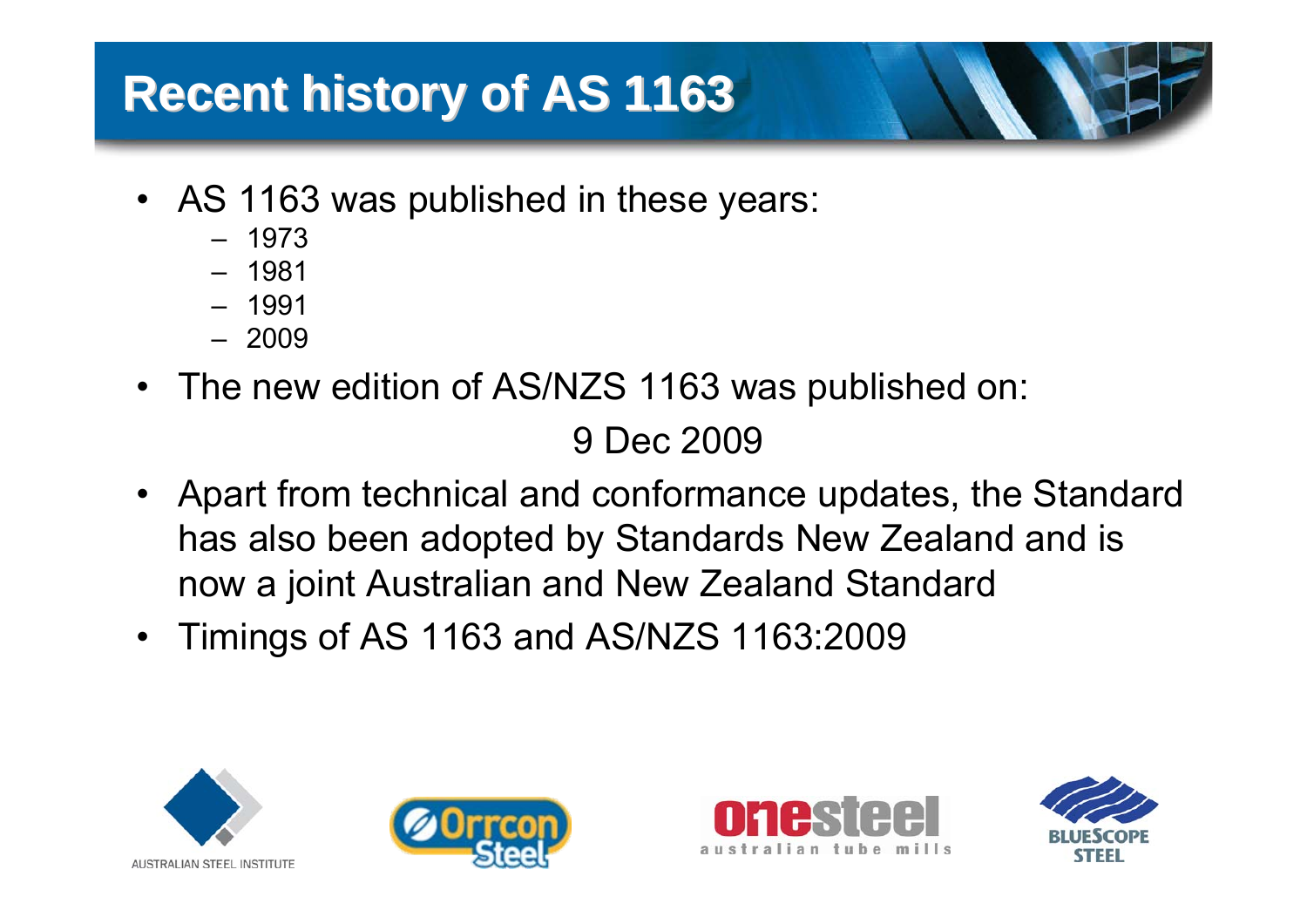# Recent history of AS 1163

- AS 1163 was published in these years:
  - 1973
  - 1981
  - 1991
  - 2009
- The new edition of AS/NZS 1163 was published on:

  9 Dec 2009

- Apart from technical and conformance updates, the Standard has also been adopted by Standards New Zealand and is now a joint Australian and New Zealand Standard
- Timings of AS 1163 and AS/NZS 1163:2009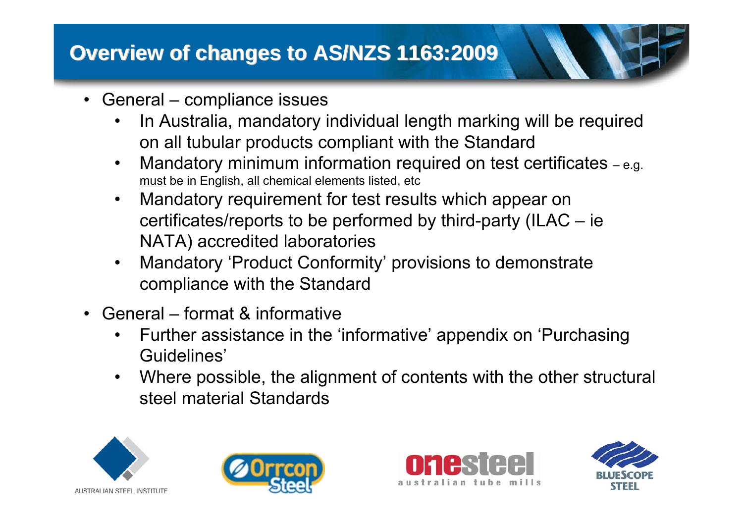# Overview of changes to AS/NZS 1163:2009

- General – compliance issues
  - In Australia, mandatory individual length marking will be required on all tubular products compliant with the Standard
  - Mandatory minimum information required on test certificates – e.g. must be in English, all chemical elements listed, etc
  - Mandatory requirement for test results which appear on certificates/reports to be performed by third-party (ILAC – ie NATA) accredited laboratories
  - Mandatory 'Product Conformity' provisions to demonstrate compliance with the Standard
- General – format & informative
  - Further assistance in the 'informative' appendix on 'Purchasing Guidelines'
  - Where possible, the alignment of contents with the other structural steel material Standards

AUSTRALIAN STEEL INSTITUTE

Orrcon Steel

onesteel australian tube mills

BLUESCOPE STEEL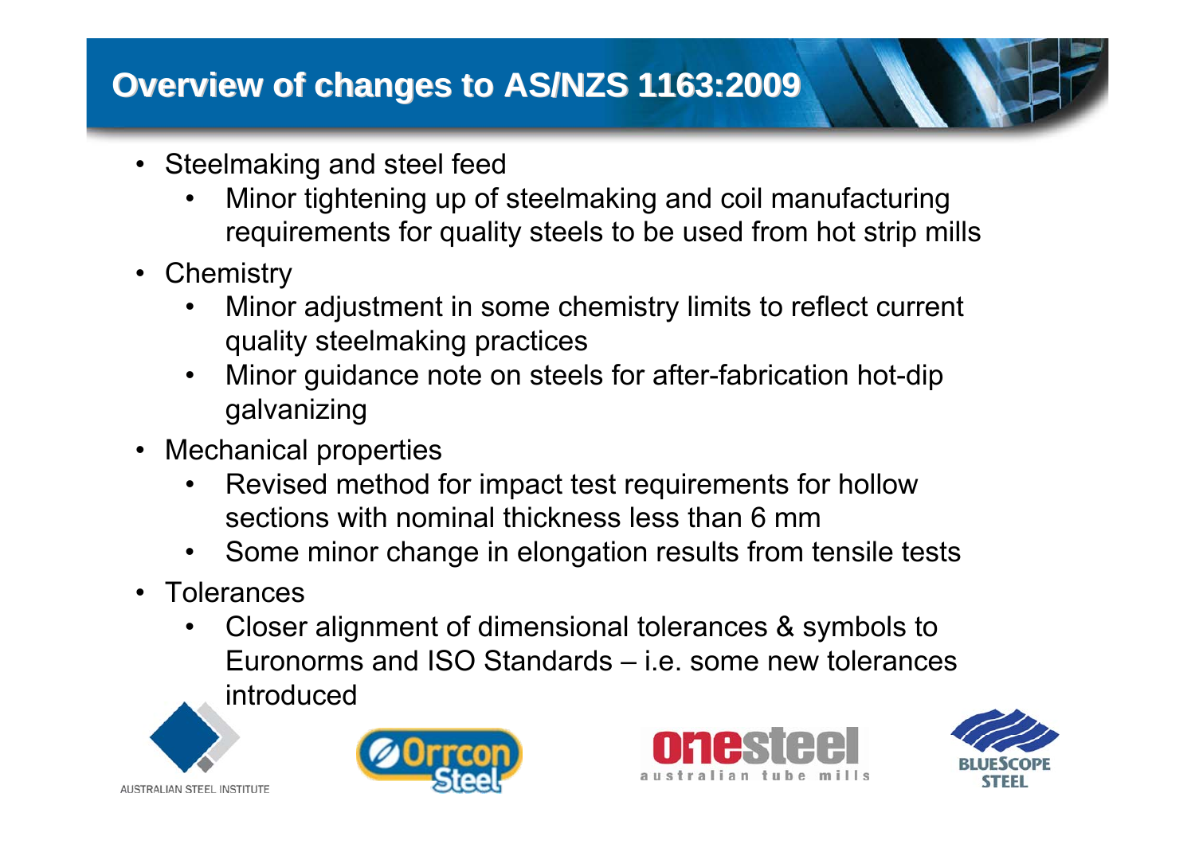# Overview of changes to AS/NZS 1163:2009

- Steelmaking and steel feed
  - Minor tightening up of steelmaking and coil manufacturing requirements for quality steels to be used from hot strip mills
- Chemistry
  - Minor adjustment in some chemistry limits to reflect current quality steelmaking practices
  - Minor guidance note on steels for after-fabrication hot-dip galvanizing
- Mechanical properties
  - Revised method for impact test requirements for hollow sections with nominal thickness less than 6 mm
  - Some minor change in elongation results from tensile tests
- Tolerances
  - Closer alignment of dimensional tolerances & symbols to Euronorms and ISO Standards – i.e. some new tolerances introduced

AUSTRALIAN STEEL INSTITUTE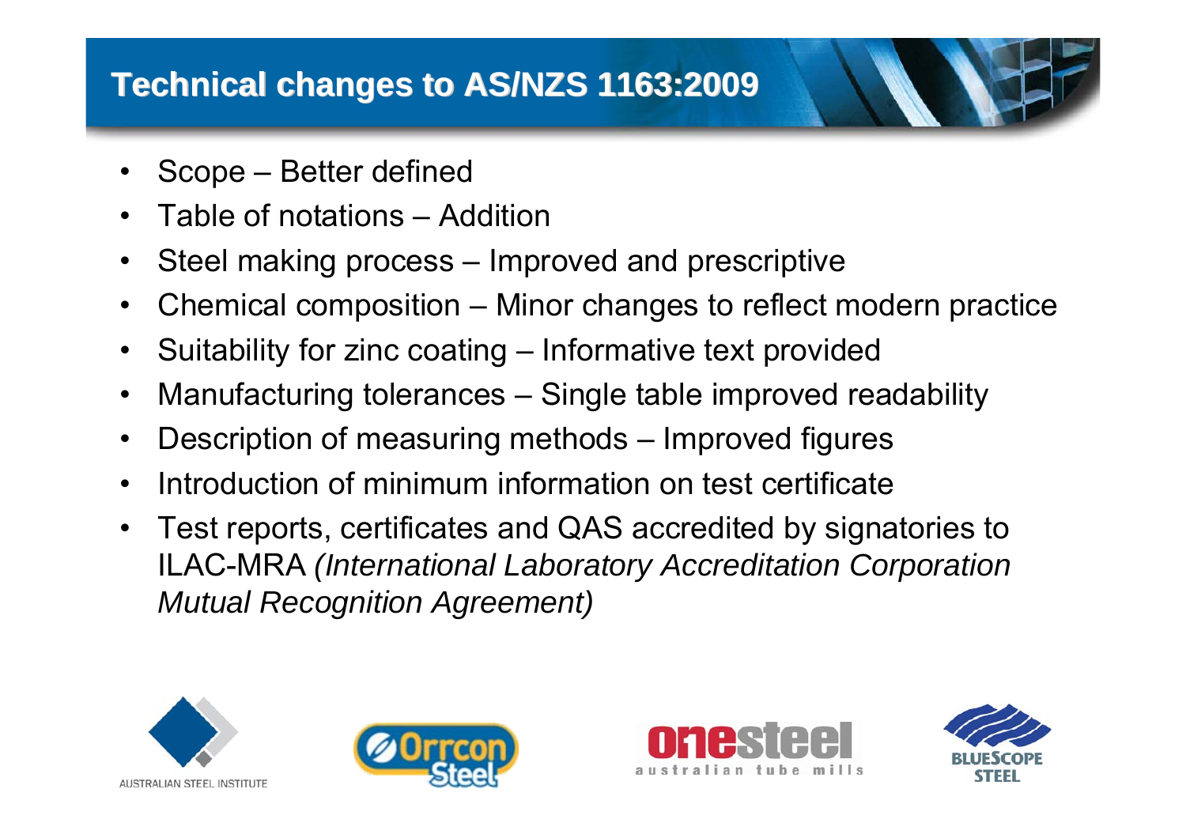# Technical changes to AS/NZS 1163:2009

- Scope – Better defined
- Table of notations – Addition
- Steel making process – Improved and prescriptive
- Chemical composition – Minor changes to reflect modern practice
- Suitability for zinc coating – Informative text provided
- Manufacturing tolerances – Single table improved readability
- Description of measuring methods – Improved figures
- Introduction of minimum information on test certificate
- Test reports, certificates and QAS accredited by signatories to ILAC-MRA *(International Laboratory Accreditation Corporation Mutual Recognition Agreement)*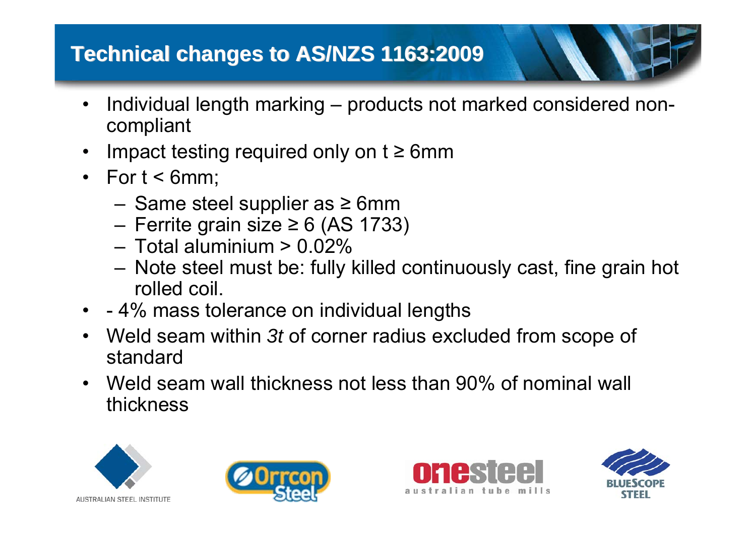# Technical changes to AS/NZS 1163:2009

- Individual length marking – products not marked considered non-compliant
- Impact testing required only on $t \geq 6$mm
- For $t < 6$mm;
  - Same steel supplier as ≥ 6mm
  - Ferrite grain size ≥ 6 (AS 1733)
  - Total aluminium > 0.02%
  - Note steel must be: fully killed continuously cast, fine grain hot rolled coil.
- - 4% mass tolerance on individual lengths
- Weld seam within *3t* of corner radius excluded from scope of standard
- Weld seam wall thickness not less than 90% of nominal wall thickness

AUSTRALIAN STEEL INSTITUTE

Orrcon Steel

onesteel australian tube mills

BLUESCOPE STEEL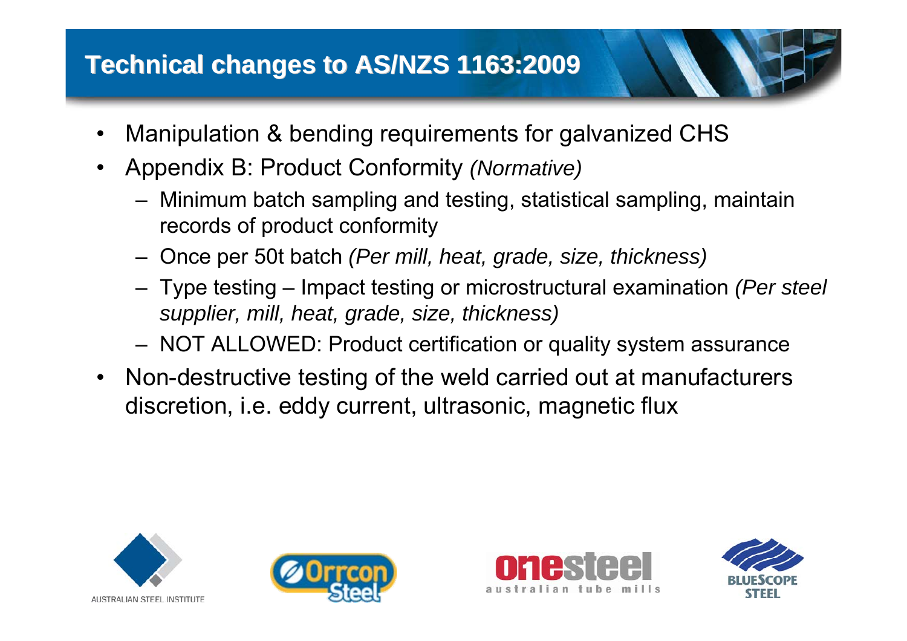# Technical changes to AS/NZS 1163:2009

- Manipulation & bending requirements for galvanized CHS
- Appendix B: Product Conformity *(Normative)*
  - Minimum batch sampling and testing, statistical sampling, maintain records of product conformity
  - Once per 50t batch *(Per mill, heat, grade, size, thickness)*
  - Type testing – Impact testing or microstructural examination *(Per steel supplier, mill, heat, grade, size, thickness)*
  - NOT ALLOWED: Product certification or quality system assurance
- Non-destructive testing of the weld carried out at manufacturers discretion, i.e. eddy current, ultrasonic, magnetic flux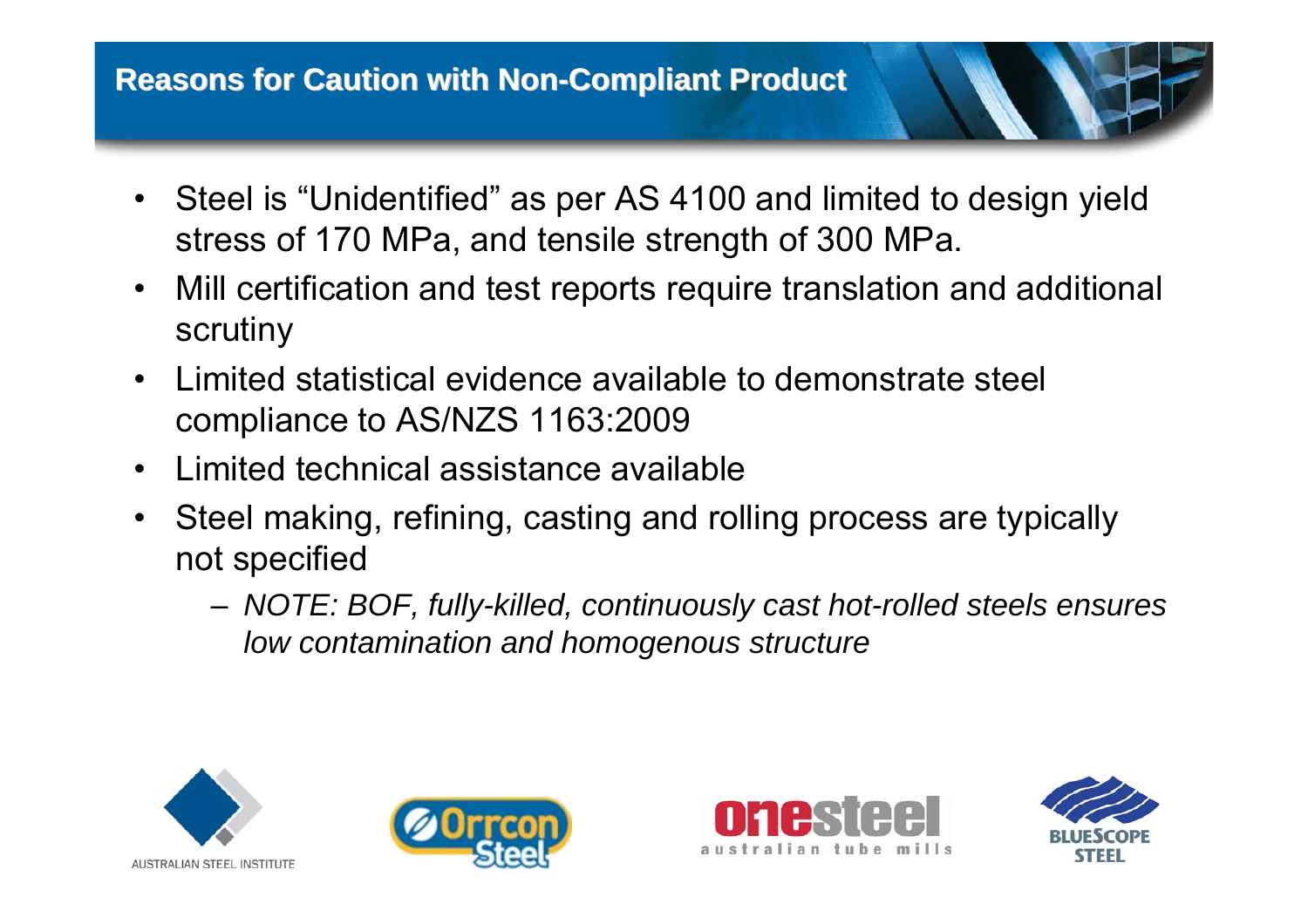## Reasons for Caution with Non-Compliant Product

- Steel is "Unidentified" as per AS 4100 and limited to design yield stress of 170 MPa, and tensile strength of 300 MPa.
- Mill certification and test reports require translation and additional scrutiny
- Limited statistical evidence available to demonstrate steel compliance to AS/NZS 1163:2009
- Limited technical assistance available
- Steel making, refining, casting and rolling process are typically not specified
  - *NOTE: BOF, fully-killed, continuously cast hot-rolled steels ensures low contamination and homogenous structure*

AUSTRALIAN STEEL INSTITUTE

Orrcon Steel

onesteel australian tube mills

BLUESCOPE STEEL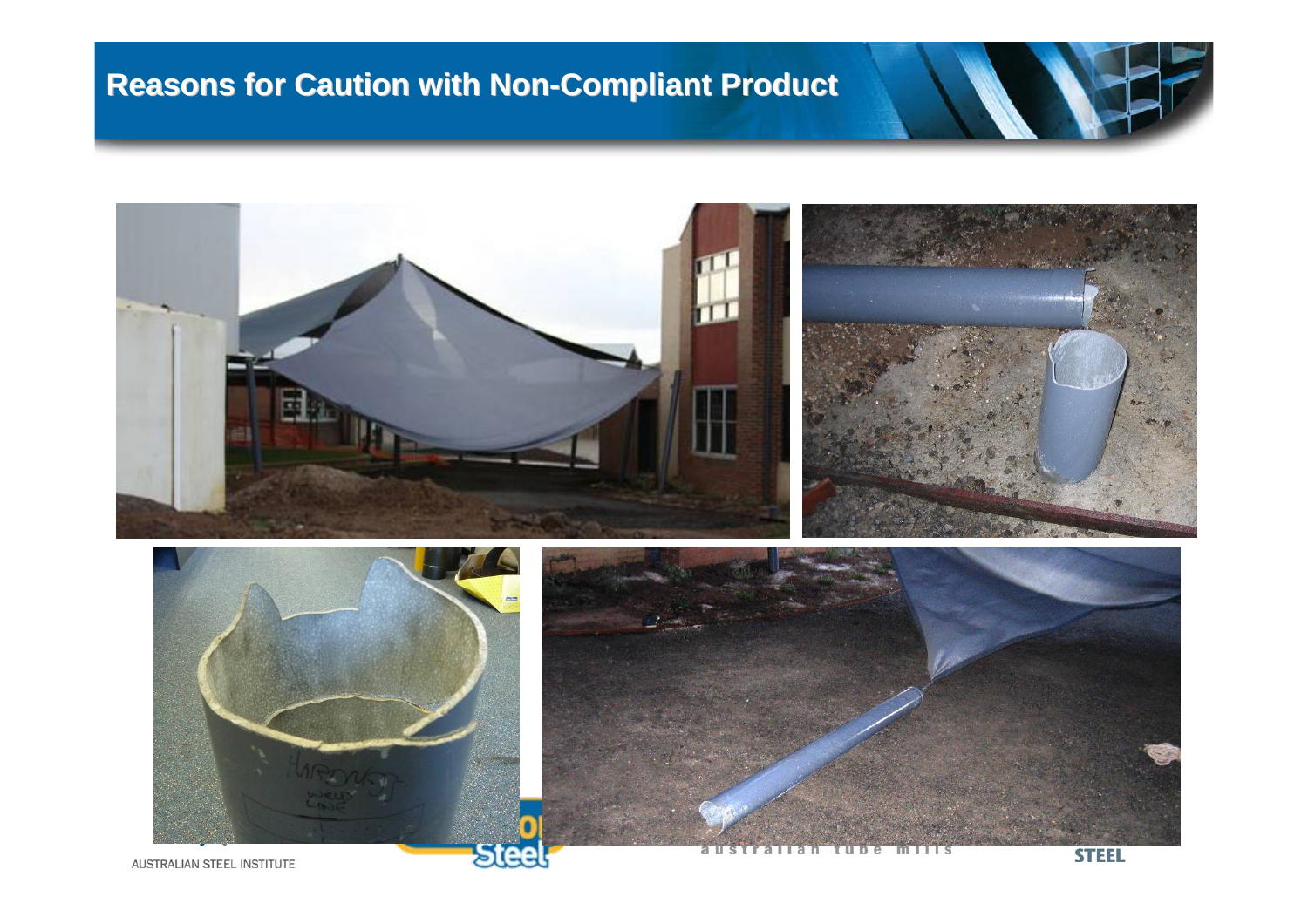# Reasons for Caution with Non-Compliant Product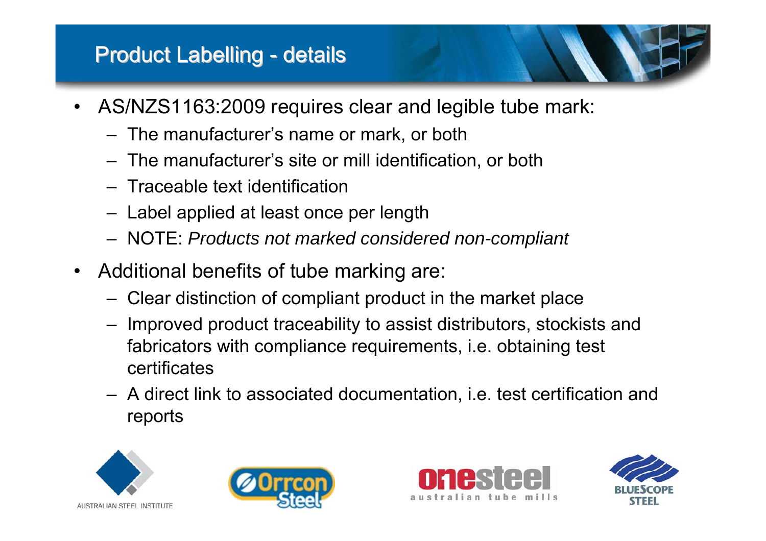# Product Labelling - details

- AS/NZS1163:2009 requires clear and legible tube mark:
  - The manufacturer's name or mark, or both
  - The manufacturer's site or mill identification, or both
  - Traceable text identification
  - Label applied at least once per length
  - NOTE: *Products not marked considered non-compliant*
- Additional benefits of tube marking are:
  - Clear distinction of compliant product in the market place
  - Improved product traceability to assist distributors, stockists and fabricators with compliance requirements, i.e. obtaining test certificates
  - A direct link to associated documentation, i.e. test certification and reports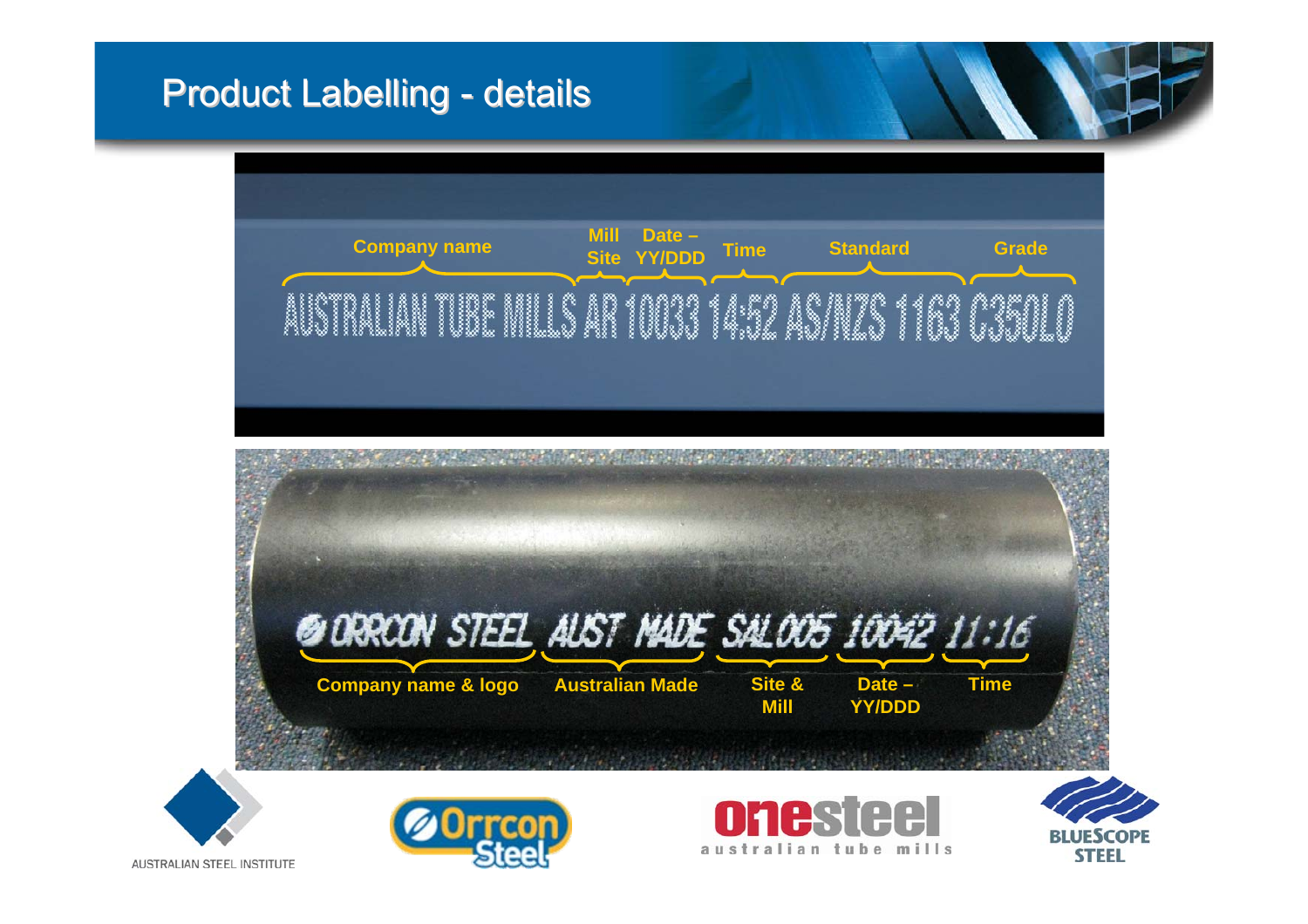# Product Labelling - details

AUSTRALIAN TUBE MILLS AR 10033 14:52 AS/NZS 1163 C350L0

- Company name: AUSTRALIAN TUBE MILLS
- Mill Site: AR
- Date – YY/DDD: 10033
- Time: 14:52
- Standard: AS/NZS 1163
- Grade: C350L0

ORRCON STEEL AUST MADE SAL005 10042 11:16

- Company name & logo: ORRCON STEEL
- Australian Made: AUST MADE
- Site & Mill: SAL005
- Date – YY/DDD: 10042
- Time: 11:16

AUSTRALIAN STEEL INSTITUTE

Orrcon Steel

onesteel australian tube mills

BLUESCOPE STEEL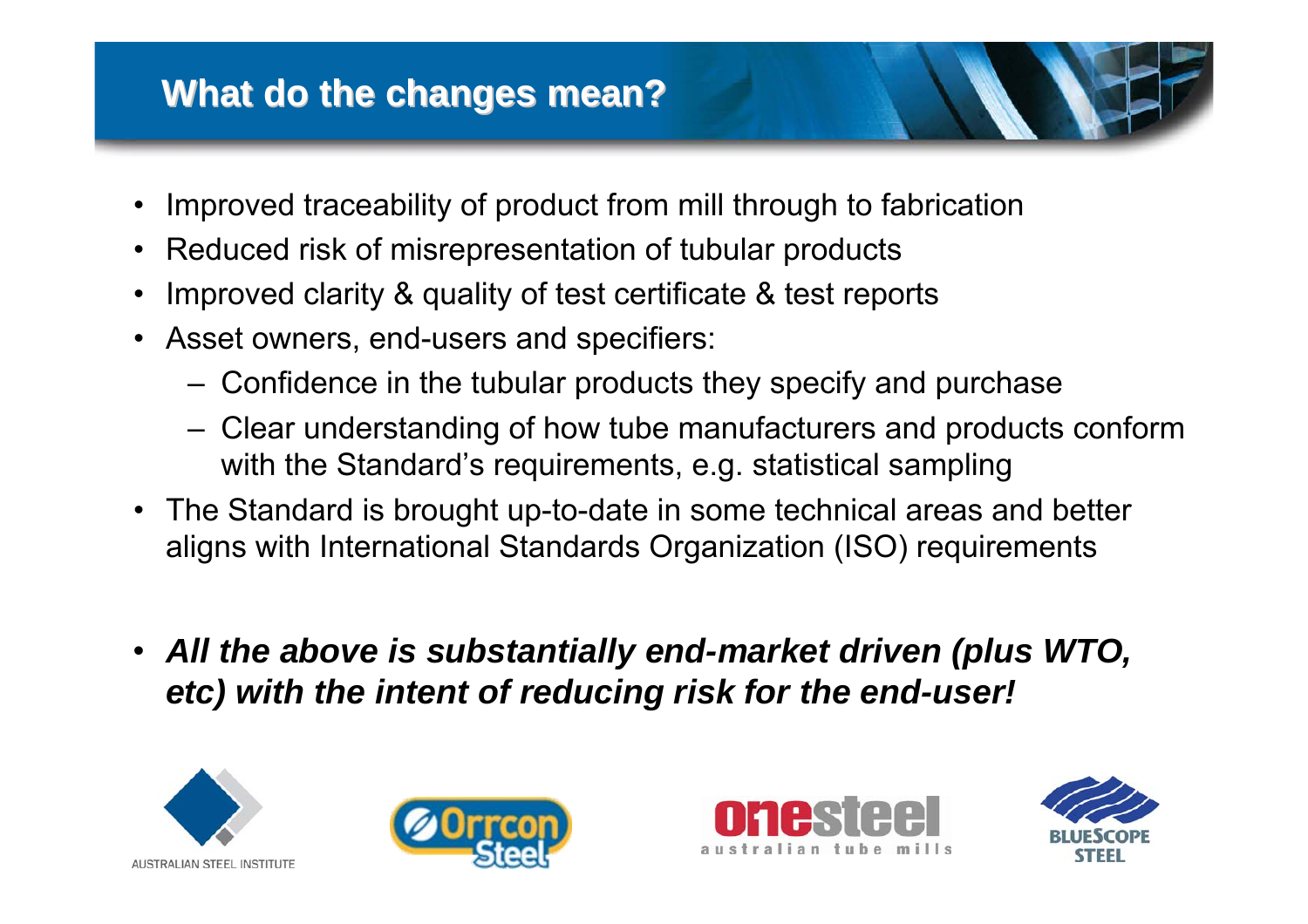# What do the changes mean?

- Improved traceability of product from mill through to fabrication
- Reduced risk of misrepresentation of tubular products
- Improved clarity & quality of test certificate & test reports
- Asset owners, end-users and specifiers:
  - Confidence in the tubular products they specify and purchase
  - Clear understanding of how tube manufacturers and products conform with the Standard's requirements, e.g. statistical sampling
- The Standard is brought up-to-date in some technical areas and better aligns with International Standards Organization (ISO) requirements

- ***All the above is substantially end-market driven (plus WTO, etc) with the intent of reducing risk for the end-user!***

AUSTRALIAN STEEL INSTITUTE

Orrcon Steel

onesteel australian tube mills

BLUESCOPE STEEL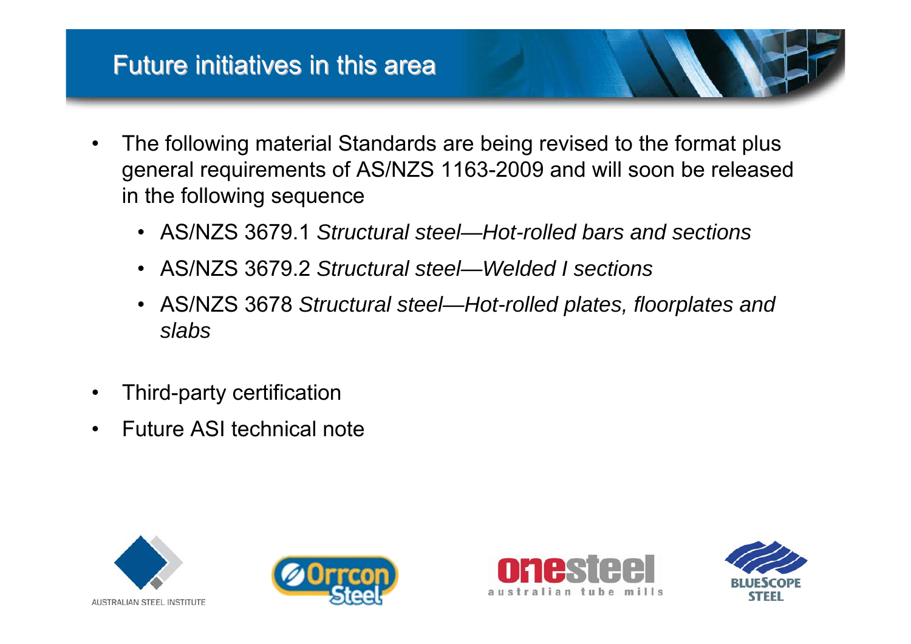# Future initiatives in this area

- The following material Standards are being revised to the format plus general requirements of AS/NZS 1163-2009 and will soon be released in the following sequence
  - AS/NZS 3679.1 *Structural steel—Hot-rolled bars and sections*
  - AS/NZS 3679.2 *Structural steel—Welded I sections*
  - AS/NZS 3678 *Structural steel—Hot-rolled plates, floorplates and slabs*
- Third-party certification
- Future ASI technical note

AUSTRALIAN STEEL INSTITUTE

Orrcon Steel

onesteel australian tube mills

BLUESCOPE STEEL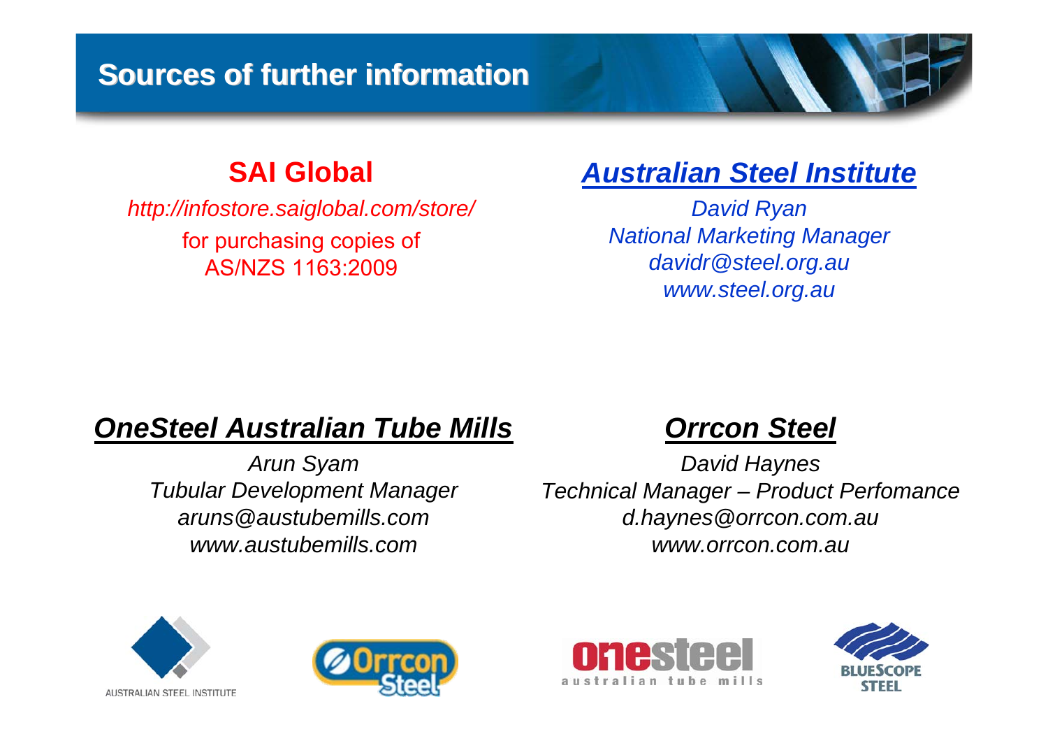# Sources of further information

## SAI Global

*http://infostore.saiglobal.com/store/*

for purchasing copies of AS/NZS 1163:2009

## *Australian Steel Institute*

*David Ryan*
*National Marketing Manager*
*davidr@steel.org.au*
*www.steel.org.au*

## *OneSteel Australian Tube Mills*

*Arun Syam*
*Tubular Development Manager*
*aruns@austubemills.com*
*www.austubemills.com*

## *Orrcon Steel*

*David Haynes*
*Technical Manager – Product Perfomance*
*d.haynes@orrcon.com.au*
*www.orrcon.com.au*

AUSTRALIAN STEEL INSTITUTE

Orrcon Steel

onesteel australian tube mills

BLUESCOPE STEEL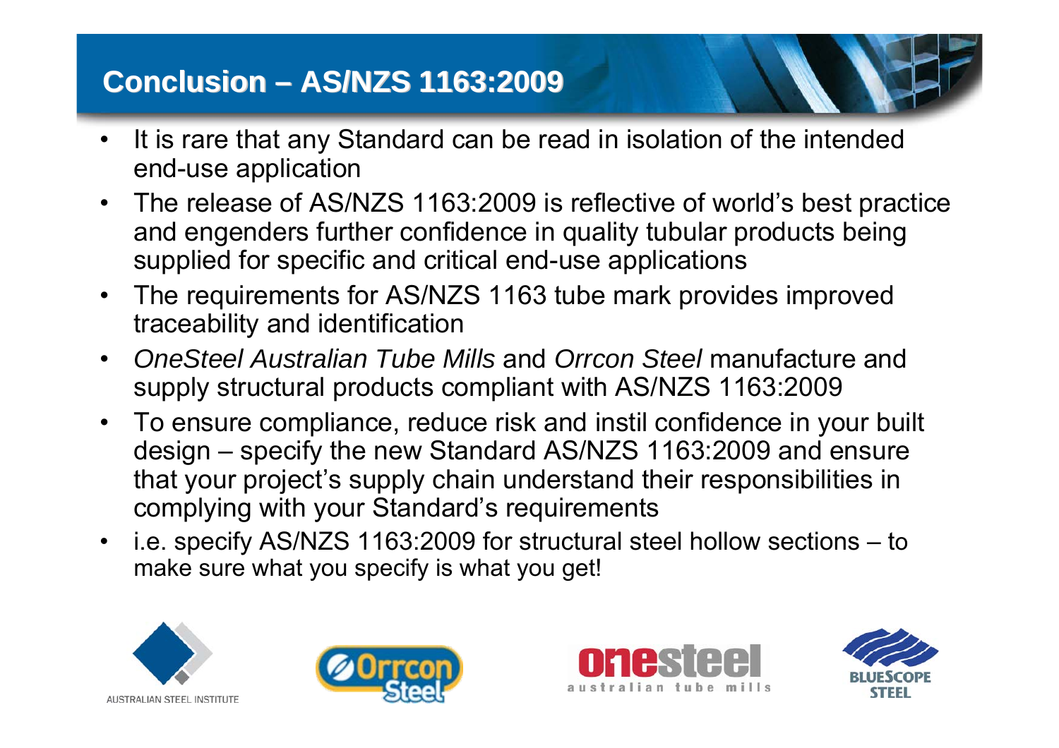# Conclusion – AS/NZS 1163:2009

- It is rare that any Standard can be read in isolation of the intended end-use application
- The release of AS/NZS 1163:2009 is reflective of world's best practice and engenders further confidence in quality tubular products being supplied for specific and critical end-use applications
- The requirements for AS/NZS 1163 tube mark provides improved traceability and identification
- *OneSteel Australian Tube Mills* and *Orrcon Steel* manufacture and supply structural products compliant with AS/NZS 1163:2009
- To ensure compliance, reduce risk and instil confidence in your built design – specify the new Standard AS/NZS 1163:2009 and ensure that your project's supply chain understand their responsibilities in complying with your Standard's requirements
- i.e. specify AS/NZS 1163:2009 for structural steel hollow sections – to make sure what you specify is what you get!

AUSTRALIAN STEEL INSTITUTE

Orrcon Steel

onesteel australian tube mills

BLUESCOPE STEEL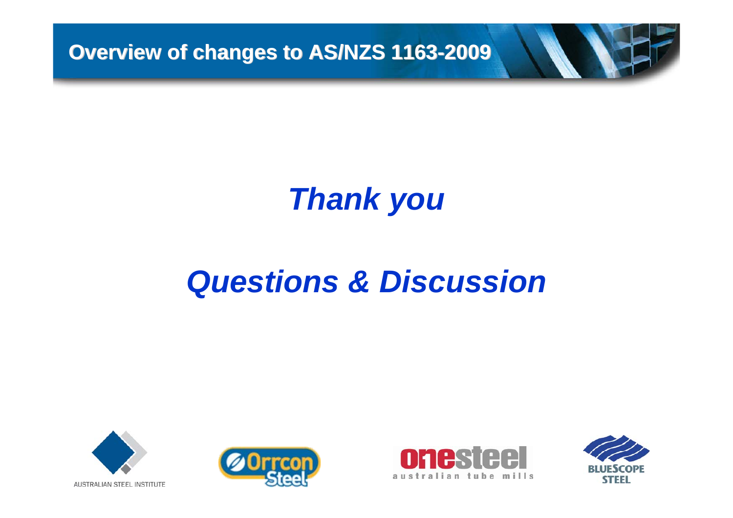# *Thank you*

# *Questions & Discussion*

AUSTRALIAN STEEL INSTITUTE

Orrcon Steel

onesteel australian tube mills

BLUESCOPE STEEL